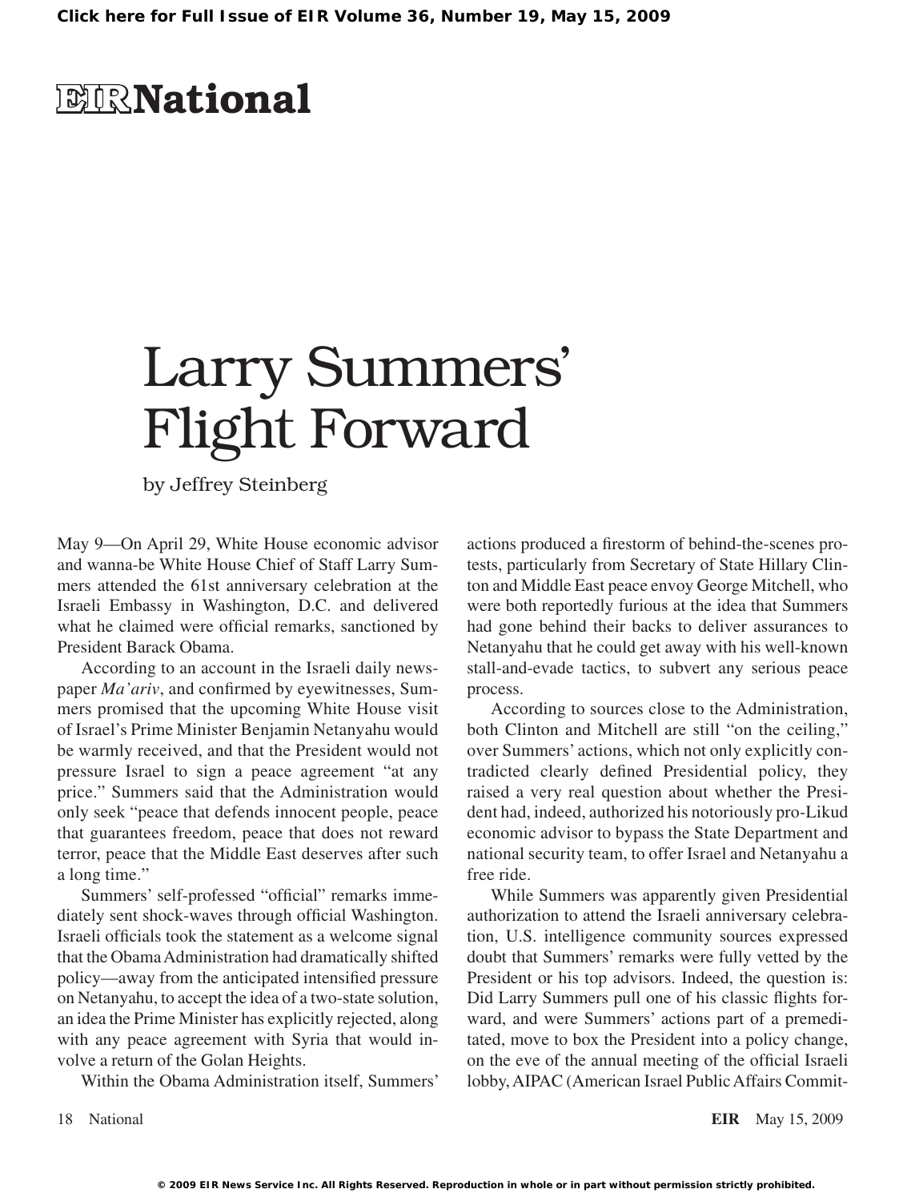# EIR National

# Larry Summers' Flight Forward

by Jeffrey Steinberg

May 9—On April 29, White House economic advisor and wanna-be White House Chief of Staff Larry Summers attended the 61st anniversary celebration at the Israeli Embassy in Washington, D.C. and delivered what he claimed were official remarks, sanctioned by President Barack Obama.

According to an account in the Israeli daily newspaper *Ma'ariv*, and confirmed by eyewitnesses, Summers promised that the upcoming White House visit of Israel's Prime Minister Benjamin Netanyahu would be warmly received, and that the President would not pressure Israel to sign a peace agreement "at any price." Summers said that the Administration would only seek "peace that defends innocent people, peace that guarantees freedom, peace that does not reward terror, peace that the Middle East deserves after such a long time."

Summers' self-professed "official" remarks immediately sent shock-waves through official Washington. Israeli officials took the statement as a welcome signal that the Obama Administration had dramatically shifted policy—away from the anticipated intensified pressure on Netanyahu, to accept the idea of a two-state solution, an idea the Prime Minister has explicitly rejected, along with any peace agreement with Syria that would involve a return of the Golan Heights.

Within the Obama Administration itself, Summers' actions produced a firestorm of behind-the-scenes protests, particularly from Secretary of State Hillary Clinton and Middle East peace envoy George Mitchell, who were both reportedly furious at the idea that Summers had gone behind their backs to deliver assurances to Netanyahu that he could get away with his well-known stall-and-evade tactics, to subvert any serious peace process.

According to sources close to the Administration, both Clinton and Mitchell are still "on the ceiling," over Summers' actions, which not only explicitly contradicted clearly defined Presidential policy, they raised a very real question about whether the President had, indeed, authorized his notoriously pro-Likud economic advisor to bypass the State Department and national security team, to offer Israel and Netanyahu a free ride.

While Summers was apparently given Presidential authorization to attend the Israeli anniversary celebration, U.S. intelligence community sources expressed doubt that Summers' remarks were fully vetted by the President or his top advisors. Indeed, the question is: Did Larry Summers pull one of his classic flights forward, and were Summers' actions part of a premeditated, move to box the President into a policy change, on the eve of the annual meeting of the official Israeli lobby, AIPAC (American Israel Public Affairs Commit-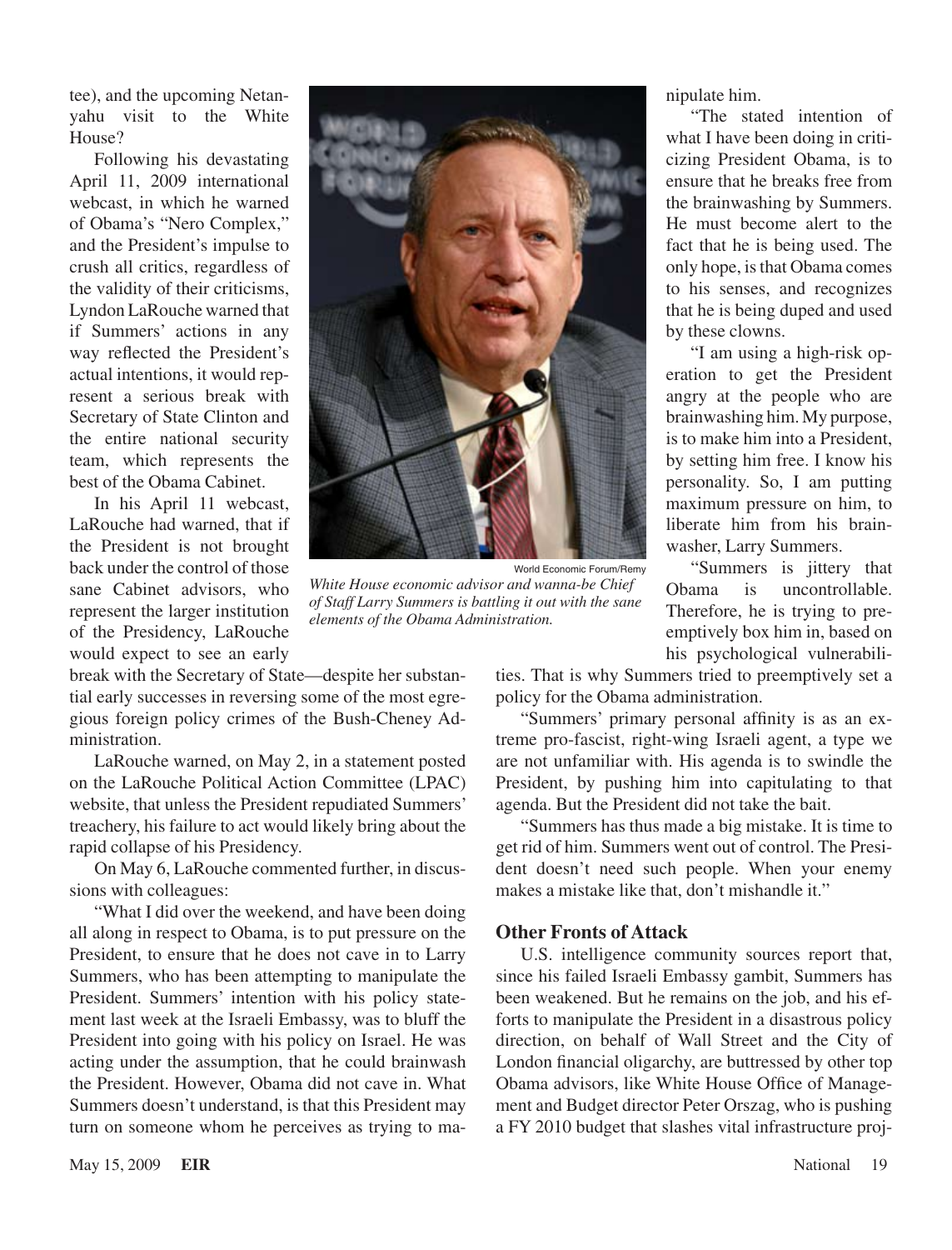tee), and the upcoming Netanyahu visit to the White House?

Following his devastating April 11, 2009 international webcast, in which he warned of Obama's "Nero Complex," and the President's impulse to crush all critics, regardless of the validity of their criticisms, Lyndon LaRouche warned that if Summers' actions in any way reflected the President's actual intentions, it would represent a serious break with Secretary of State Clinton and the entire national security team, which represents the best of the Obama Cabinet.

In his April 11 webcast, LaRouche had warned, that if the President is not brought back under the control of those sane Cabinet advisors, who represent the larger institution of the Presidency, LaRouche would expect to see an early break with the Secretary of State—despite her substantial early successes in reversing some of the most egregious foreign policy crimes of the Bush-Cheney Administration.

World Economic Forum/Remy

*White House economic advisor and wanna-be Chief of Staff Larry Summers is battling it out with the sane elements of the Obama Administration.*

LaRouche warned, on May 2, in a statement posted on the LaRouche Political Action Committee (LPAC) website, that unless the President repudiated Summers' treachery, his failure to act would likely bring about the rapid collapse of his Presidency.

On May 6, LaRouche commented further, in discussions with colleagues:

"What I did over the weekend, and have been doing all along in respect to Obama, is to put pressure on the President, to ensure that he does not cave in to Larry Summers, who has been attempting to manipulate the President. Summers' intention with his policy statement last week at the Israeli Embassy, was to bluff the President into going with his policy on Israel. He was acting under the assumption, that he could brainwash the President. However, Obama did not cave in. What Summers doesn't understand, is that this President may turn on someone whom he perceives as trying to manipulate him.

"The stated intention of what I have been doing in criticizing President Obama, is to ensure that he breaks free from the brainwashing by Summers. He must become alert to the fact that he is being used. The only hope, is that Obama comes to his senses, and recognizes that he is being duped and used by these clowns.

"I am using a high-risk operation to get the President angry at the people who are brainwashing him. My purpose, is to make him into a President, by setting him free. I know his personality. So, I am putting maximum pressure on him, to liberate him from his brainwasher, Larry Summers.

"Summers is jittery that Obama is uncontrollable. Therefore, he is trying to preemptively box him in, based on his psychological vulnerabilities. That is why Summers tried to preemptively set a policy for the Obama administration.

"Summers' primary personal affinity is as an extreme pro-fascist, right-wing Israeli agent, a type we are not unfamiliar with. His agenda is to swindle the President, by pushing him into capitulating to that agenda. But the President did not take the bait.

"Summers has thus made a big mistake. It is time to get rid of him. Summers went out of control. The President doesn't need such people. When your enemy makes a mistake like that, don't mishandle it."

### Other Fronts of Attack

U.S. intelligence community sources report that, since his failed Israeli Embassy gambit, Summers has been weakened. But he remains on the job, and his efforts to manipulate the President in a disastrous policy direction, on behalf of Wall Street and the City of London financial oligarchy, are buttressed by other top Obama advisors, like White House Office of Management and Budget director Peter Orszag, who is pushing a FY 2010 budget that slashes vital infrastructure proj-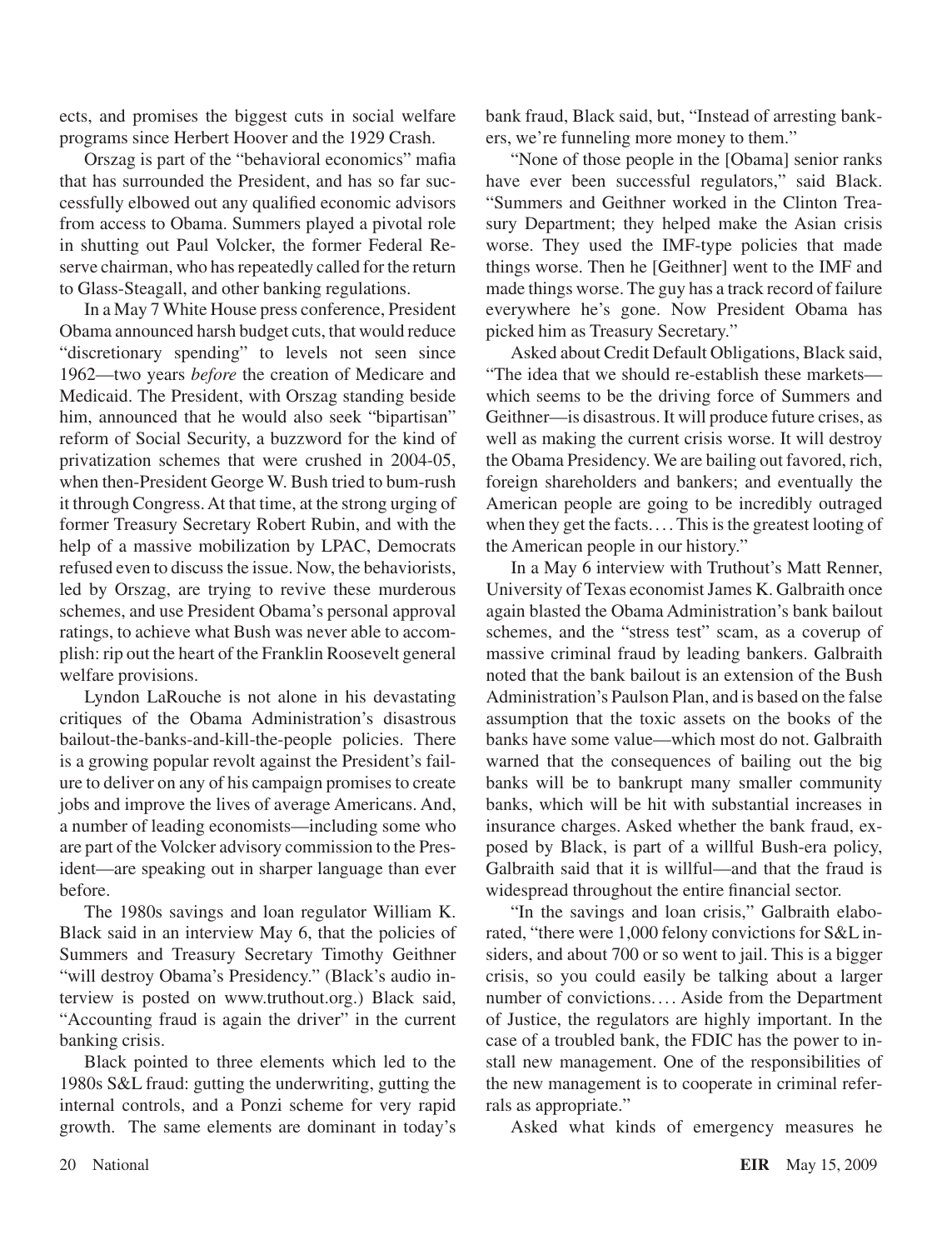ects, and promises the biggest cuts in social welfare programs since Herbert Hoover and the 1929 Crash.

Orszag is part of the "behavioral economics" mafia that has surrounded the President, and has so far successfully elbowed out any qualified economic advisors from access to Obama. Summers played a pivotal role in shutting out Paul Volcker, the former Federal Reserve chairman, who has repeatedly called for the return to Glass-Steagall, and other banking regulations.

In a May 7 White House press conference, President Obama announced harsh budget cuts, that would reduce "discretionary spending" to levels not seen since 1962—two years *before* the creation of Medicare and Medicaid. The President, with Orszag standing beside him, announced that he would also seek "bipartisan" reform of Social Security, a buzzword for the kind of privatization schemes that were crushed in 2004-05, when then-President George W. Bush tried to bum-rush it through Congress. At that time, at the strong urging of former Treasury Secretary Robert Rubin, and with the help of a massive mobilization by LPAC, Democrats refused even to discuss the issue. Now, the behaviorists, led by Orszag, are trying to revive these murderous schemes, and use President Obama's personal approval ratings, to achieve what Bush was never able to accomplish: rip out the heart of the Franklin Roosevelt general welfare provisions.

Lyndon LaRouche is not alone in his devastating critiques of the Obama Administration's disastrous bailout-the-banks-and-kill-the-people policies. There is a growing popular revolt against the President's failure to deliver on any of his campaign promises to create jobs and improve the lives of average Americans. And, a number of leading economists—including some who are part of the Volcker advisory commission to the President—are speaking out in sharper language than ever before.

The 1980s savings and loan regulator William K. Black said in an interview May 6, that the policies of Summers and Treasury Secretary Timothy Geithner "will destroy Obama's Presidency." (Black's audio interview is posted on www.truthout.org.) Black said, "Accounting fraud is again the driver" in the current banking crisis.

Black pointed to three elements which led to the 1980s S&L fraud: gutting the underwriting, gutting the internal controls, and a Ponzi scheme for very rapid growth. The same elements are dominant in today's bank fraud, Black said, but, "Instead of arresting bankers, we're funneling more money to them."

"None of those people in the [Obama] senior ranks have ever been successful regulators," said Black. "Summers and Geithner worked in the Clinton Treasury Department; they helped make the Asian crisis worse. They used the IMF-type policies that made things worse. Then he [Geithner] went to the IMF and made things worse. The guy has a track record of failure everywhere he's gone. Now President Obama has picked him as Treasury Secretary."

Asked about Credit Default Obligations, Black said, "The idea that we should re-establish these markets—which seems to be the driving force of Summers and Geithner—is disastrous. It will produce future crises, as well as making the current crisis worse. It will destroy the Obama Presidency. We are bailing out favored, rich, foreign shareholders and bankers; and eventually the American people are going to be incredibly outraged when they get the facts.... This is the greatest looting of the American people in our history."

In a May 6 interview with Truthout's Matt Renner, University of Texas economist James K. Galbraith once again blasted the Obama Administration's bank bailout schemes, and the "stress test" scam, as a coverup of massive criminal fraud by leading bankers. Galbraith noted that the bank bailout is an extension of the Bush Administration's Paulson Plan, and is based on the false assumption that the toxic assets on the books of the banks have some value—which most do not. Galbraith warned that the consequences of bailing out the big banks will be to bankrupt many smaller community banks, which will be hit with substantial increases in insurance charges. Asked whether the bank fraud, exposed by Black, is part of a willful Bush-era policy, Galbraith said that it is willful—and that the fraud is widespread throughout the entire financial sector.

"In the savings and loan crisis," Galbraith elaborated, "there were 1,000 felony convictions for S&L insiders, and about 700 or so went to jail. This is a bigger crisis, so you could easily be talking about a larger number of convictions.... Aside from the Department of Justice, the regulators are highly important. In the case of a troubled bank, the FDIC has the power to install new management. One of the responsibilities of the new management is to cooperate in criminal referrals as appropriate."

Asked what kinds of emergency measures he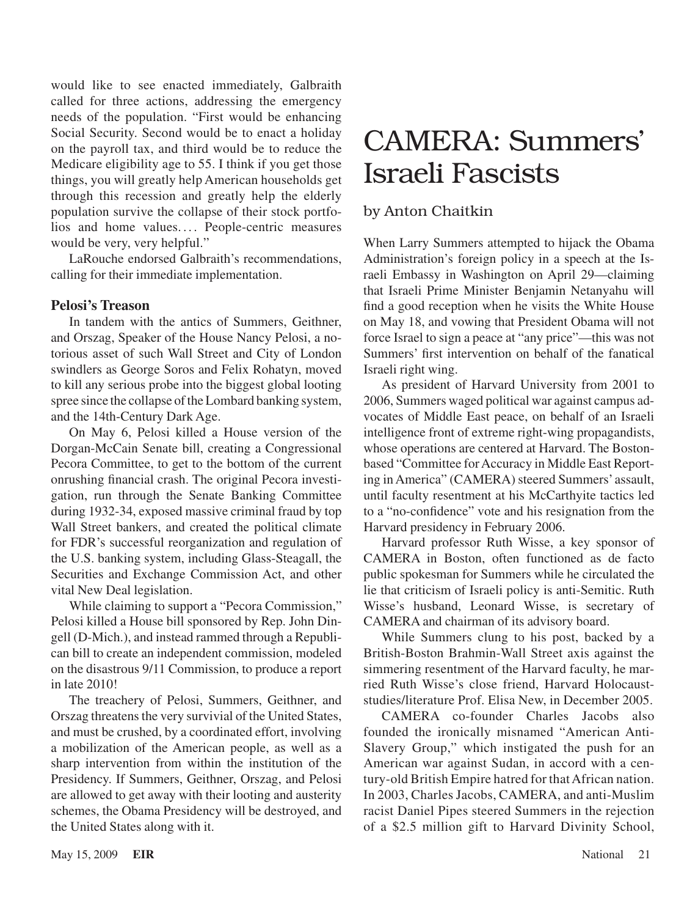would like to see enacted immediately, Galbraith called for three actions, addressing the emergency needs of the population. "First would be enhancing Social Security. Second would be to enact a holiday on the payroll tax, and third would be to reduce the Medicare eligibility age to 55. I think if you get those things, you will greatly help American households get through this recession and greatly help the elderly population survive the collapse of their stock portfolios and home values.... People-centric measures would be very, very helpful."

LaRouche endorsed Galbraith's recommendations, calling for their immediate implementation.

### Pelosi's Treason

In tandem with the antics of Summers, Geithner, and Orszag, Speaker of the House Nancy Pelosi, a notorious asset of such Wall Street and City of London swindlers as George Soros and Felix Rohatyn, moved to kill any serious probe into the biggest global looting spree since the collapse of the Lombard banking system, and the 14th-Century Dark Age.

On May 6, Pelosi killed a House version of the Dorgan-McCain Senate bill, creating a Congressional Pecora Committee, to get to the bottom of the current onrushing financial crash. The original Pecora investigation, run through the Senate Banking Committee during 1932-34, exposed massive criminal fraud by top Wall Street bankers, and created the political climate for FDR's successful reorganization and regulation of the U.S. banking system, including Glass-Steagall, the Securities and Exchange Commission Act, and other vital New Deal legislation.

While claiming to support a "Pecora Commission," Pelosi killed a House bill sponsored by Rep. John Dingell (D-Mich.), and instead rammed through a Republican bill to create an independent commission, modeled on the disastrous 9/11 Commission, to produce a report in late 2010!

The treachery of Pelosi, Summers, Geithner, and Orszag threatens the very survivial of the United States, and must be crushed, by a coordinated effort, involving a mobilization of the American people, as well as a sharp intervention from within the institution of the Presidency. If Summers, Geithner, Orszag, and Pelosi are allowed to get away with their looting and austerity schemes, the Obama Presidency will be destroyed, and the United States along with it.

# CAMERA: Summers' Israeli Fascists

by Anton Chaitkin

When Larry Summers attempted to hijack the Obama Administration's foreign policy in a speech at the Israeli Embassy in Washington on April 29—claiming that Israeli Prime Minister Benjamin Netanyahu will find a good reception when he visits the White House on May 18, and vowing that President Obama will not force Israel to sign a peace at "any price"—this was not Summers' first intervention on behalf of the fanatical Israeli right wing.

As president of Harvard University from 2001 to 2006, Summers waged political war against campus advocates of Middle East peace, on behalf of an Israeli intelligence front of extreme right-wing propagandists, whose operations are centered at Harvard. The Boston-based "Committee for Accuracy in Middle East Reporting in America" (CAMERA) steered Summers' assault, until faculty resentment at his McCarthyite tactics led to a "no-confidence" vote and his resignation from the Harvard presidency in February 2006.

Harvard professor Ruth Wisse, a key sponsor of CAMERA in Boston, often functioned as de facto public spokesman for Summers while he circulated the lie that criticism of Israeli policy is anti-Semitic. Ruth Wisse's husband, Leonard Wisse, is secretary of CAMERA and chairman of its advisory board.

While Summers clung to his post, backed by a British-Boston Brahmin-Wall Street axis against the simmering resentment of the Harvard faculty, he married Ruth Wisse's close friend, Harvard Holocaust-studies/literature Prof. Elisa New, in December 2005.

CAMERA co-founder Charles Jacobs also founded the ironically misnamed "American Anti-Slavery Group," which instigated the push for an American war against Sudan, in accord with a century-old British Empire hatred for that African nation. In 2003, Charles Jacobs, CAMERA, and anti-Muslim racist Daniel Pipes steered Summers in the rejection of a \$2.5 million gift to Harvard Divinity School,